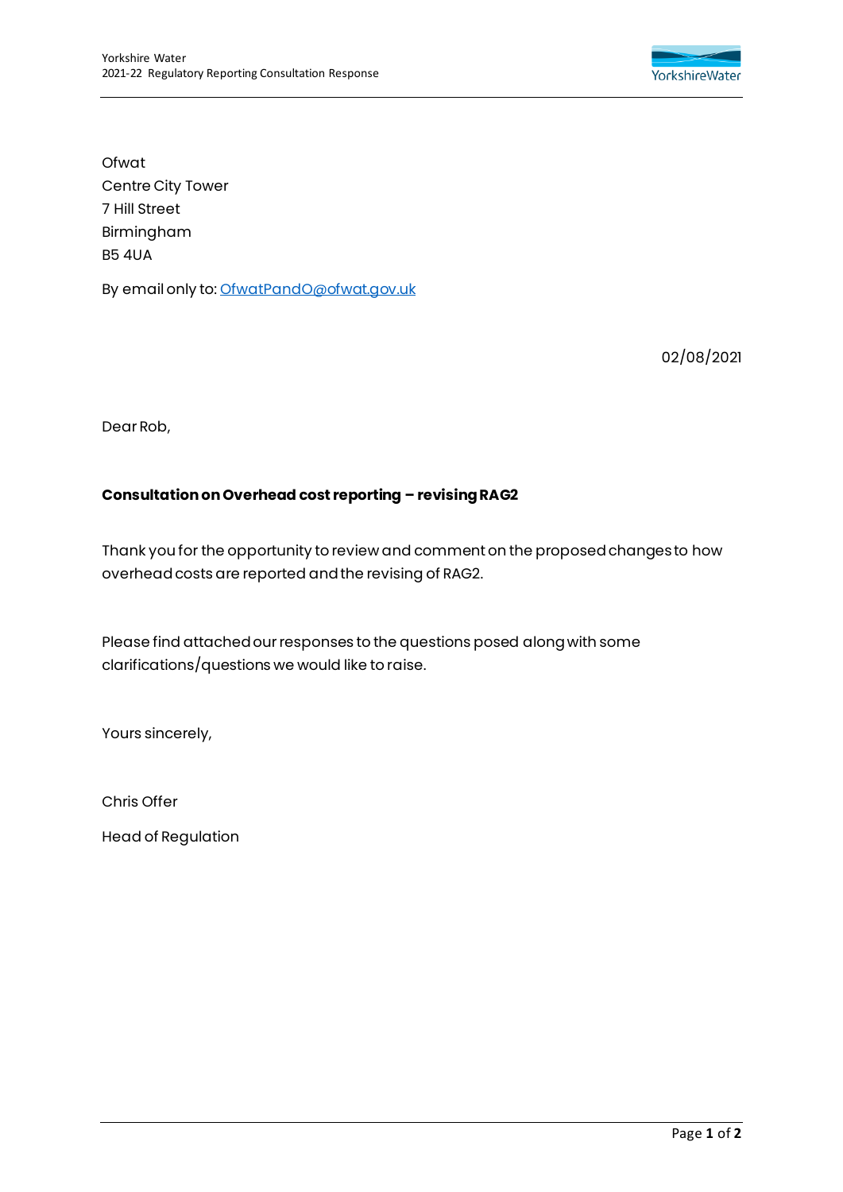Ofwat
Centre City Tower
7 Hill Street
Birmingham
B5 4UA

By email only to: OfwatPandO@ofwat.gov.uk

02/08/2021

Dear Rob,

**Consultation on Overhead cost reporting – revising RAG2**

Thank you for the opportunity to review and comment on the proposed changes to how overhead costs are reported and the revising of RAG2.

Please find attached our responses to the questions posed along with some clarifications/questions we would like to raise.

Yours sincerely,

Chris Offer

Head of Regulation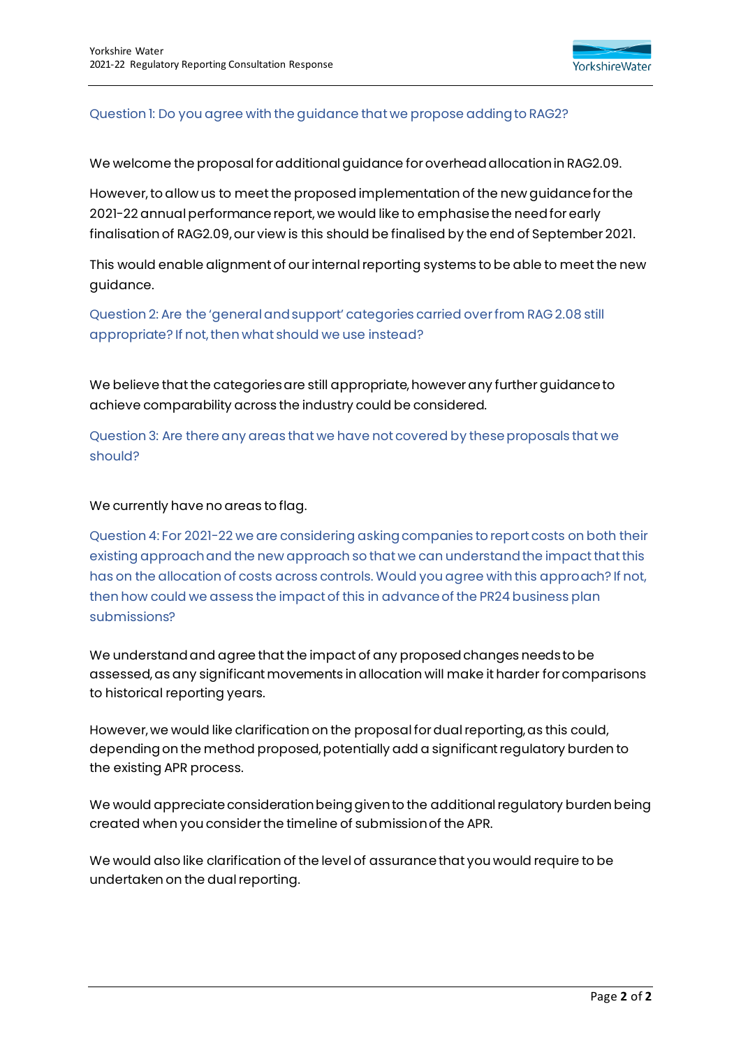Question 1: Do you agree with the guidance that we propose adding to RAG2?

We welcome the proposal for additional guidance for overhead allocation in RAG2.09.

However, to allow us to meet the proposed implementation of the new guidance for the 2021-22 annual performance report, we would like to emphasise the need for early finalisation of RAG2.09, our view is this should be finalised by the end of September 2021.

This would enable alignment of our internal reporting systems to be able to meet the new guidance.

Question 2: Are the 'general and support' categories carried over from RAG 2.08 still appropriate? If not, then what should we use instead?

We believe that the categories are still appropriate, however any further guidance to achieve comparability across the industry could be considered.

Question 3: Are there any areas that we have not covered by these proposals that we should?

We currently have no areas to flag.

Question 4: For 2021-22 we are considering asking companies to report costs on both their existing approach and the new approach so that we can understand the impact that this has on the allocation of costs across controls. Would you agree with this approach? If not, then how could we assess the impact of this in advance of the PR24 business plan submissions?

We understand and agree that the impact of any proposed changes needs to be assessed, as any significant movements in allocation will make it harder for comparisons to historical reporting years.

However, we would like clarification on the proposal for dual reporting, as this could, depending on the method proposed, potentially add a significant regulatory burden to the existing APR process.

We would appreciate consideration being given to the additional regulatory burden being created when you consider the timeline of submission of the APR.

We would also like clarification of the level of assurance that you would require to be undertaken on the dual reporting.